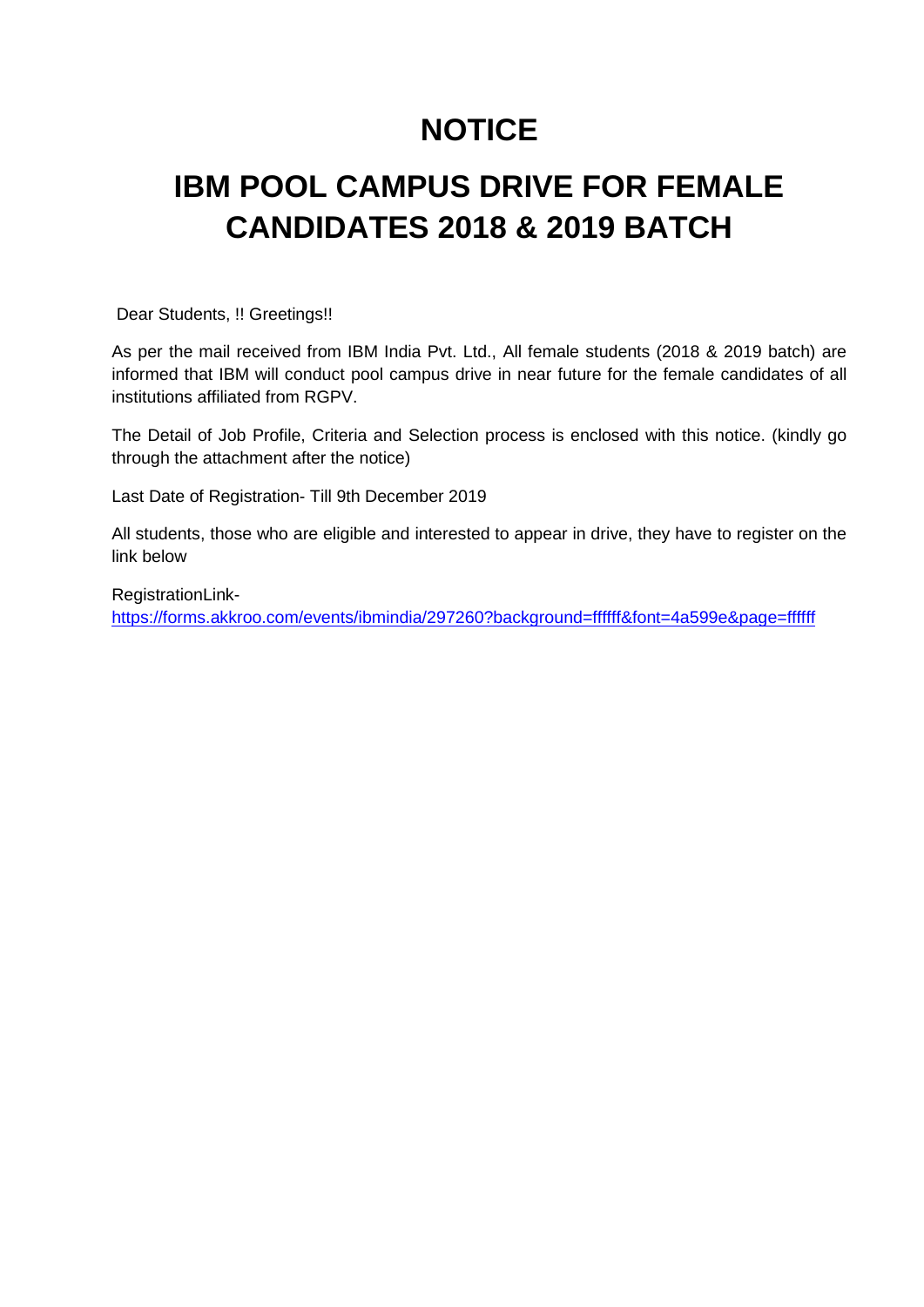# NOTICE

# IBM POOL CAMPUS DRIVE FOR FEMALE CANDIDATES 2018 & 2019 BATCH

Dear Students, !! Greetings!!

As per the mail received from IBM India Pvt. Ltd., All female students (2018 & 2019 batch) are informed that IBM will conduct pool campus drive in near future for the female candidates of all institutions affiliated from RGPV.

The Detail of Job Profile, Criteria and Selection process is enclosed with this notice. (kindly go through the attachment after the notice)

Last Date of Registration- Till 9th December 2019

All students, those who are eligible and interested to appear in drive, they have to register on the link below

RegistrationLink-
https://forms.akkroo.com/events/ibmindia/297260?background=ffffff&font=4a599e&page=ffffff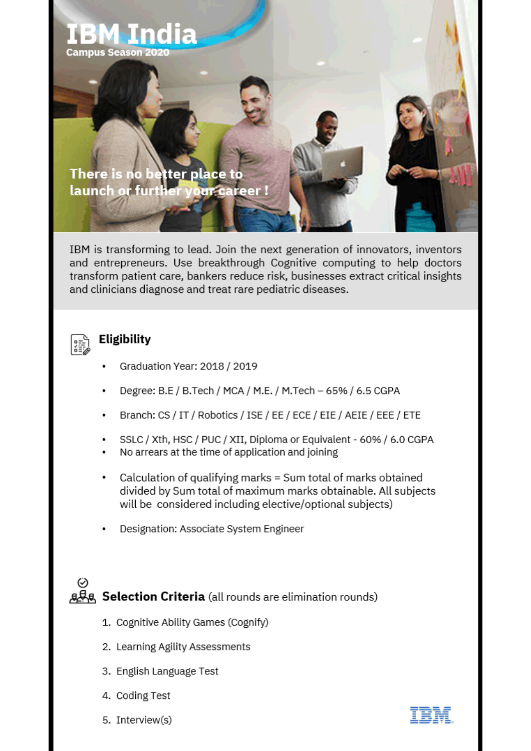# IBM India

Campus Season 2020

There is no better place to launch or further your career !

IBM is transforming to lead. Join the next generation of innovators, inventors and entrepreneurs. Use breakthrough Cognitive computing to help doctors transform patient care, bankers reduce risk, businesses extract critical insights and clinicians diagnose and treat rare pediatric diseases.

## Eligibility

- Graduation Year: 2018 / 2019
- Degree: B.E / B.Tech / MCA / M.E. / M.Tech – 65% / 6.5 CGPA
- Branch: CS / IT / Robotics / ISE / EE / ECE / EIE / AEIE / EEE / ETE
- SSLC / Xth, HSC / PUC / XII, Diploma or Equivalent - 60% / 6.0 CGPA
- No arrears at the time of application and joining
- Calculation of qualifying marks = Sum total of marks obtained divided by Sum total of maximum marks obtainable. All subjects will be considered including elective/optional subjects)
- Designation: Associate System Engineer

## Selection Criteria (all rounds are elimination rounds)

1. Cognitive Ability Games (Cognify)
2. Learning Agility Assessments
3. English Language Test
4. Coding Test
5. Interview(s)

IBM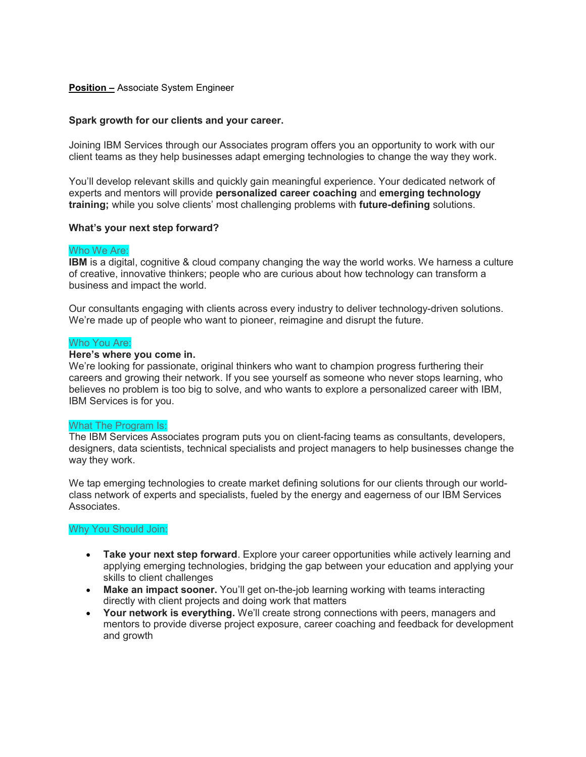**Position –** Associate System Engineer

**Spark growth for our clients and your career.**

Joining IBM Services through our Associates program offers you an opportunity to work with our client teams as they help businesses adapt emerging technologies to change the way they work.

You'll develop relevant skills and quickly gain meaningful experience. Your dedicated network of experts and mentors will provide **personalized career coaching** and **emerging technology training;** while you solve clients' most challenging problems with **future-defining** solutions.

**What's your next step forward?**

Who We Are:

**IBM** is a digital, cognitive & cloud company changing the way the world works. We harness a culture of creative, innovative thinkers; people who are curious about how technology can transform a business and impact the world.

Our consultants engaging with clients across every industry to deliver technology-driven solutions. We're made up of people who want to pioneer, reimagine and disrupt the future.

Who You Are:

**Here's where you come in.**

We're looking for passionate, original thinkers who want to champion progress furthering their careers and growing their network. If you see yourself as someone who never stops learning, who believes no problem is too big to solve, and who wants to explore a personalized career with IBM, IBM Services is for you.

What The Program Is:

The IBM Services Associates program puts you on client-facing teams as consultants, developers, designers, data scientists, technical specialists and project managers to help businesses change the way they work.

We tap emerging technologies to create market defining solutions for our clients through our world-class network of experts and specialists, fueled by the energy and eagerness of our IBM Services Associates.

Why You Should Join:

- **Take your next step forward**. Explore your career opportunities while actively learning and applying emerging technologies, bridging the gap between your education and applying your skills to client challenges
- **Make an impact sooner.** You'll get on-the-job learning working with teams interacting directly with client projects and doing work that matters
- **Your network is everything.** We'll create strong connections with peers, managers and mentors to provide diverse project exposure, career coaching and feedback for development and growth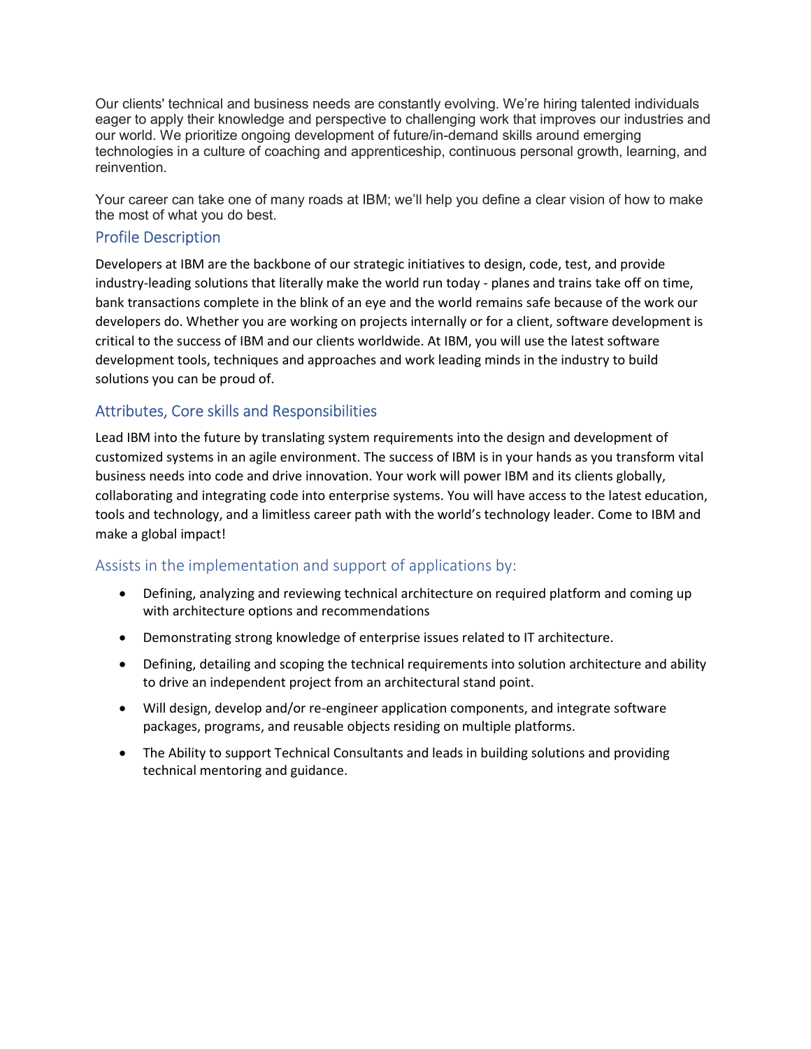Our clients' technical and business needs are constantly evolving. We're hiring talented individuals eager to apply their knowledge and perspective to challenging work that improves our industries and our world. We prioritize ongoing development of future/in-demand skills around emerging technologies in a culture of coaching and apprenticeship, continuous personal growth, learning, and reinvention.

Your career can take one of many roads at IBM; we'll help you define a clear vision of how to make the most of what you do best.

## Profile Description

Developers at IBM are the backbone of our strategic initiatives to design, code, test, and provide industry-leading solutions that literally make the world run today - planes and trains take off on time, bank transactions complete in the blink of an eye and the world remains safe because of the work our developers do. Whether you are working on projects internally or for a client, software development is critical to the success of IBM and our clients worldwide. At IBM, you will use the latest software development tools, techniques and approaches and work leading minds in the industry to build solutions you can be proud of.

## Attributes, Core skills and Responsibilities

Lead IBM into the future by translating system requirements into the design and development of customized systems in an agile environment. The success of IBM is in your hands as you transform vital business needs into code and drive innovation. Your work will power IBM and its clients globally, collaborating and integrating code into enterprise systems. You will have access to the latest education, tools and technology, and a limitless career path with the world's technology leader. Come to IBM and make a global impact!

### Assists in the implementation and support of applications by:

- Defining, analyzing and reviewing technical architecture on required platform and coming up with architecture options and recommendations
- Demonstrating strong knowledge of enterprise issues related to IT architecture.
- Defining, detailing and scoping the technical requirements into solution architecture and ability to drive an independent project from an architectural stand point.
- Will design, develop and/or re-engineer application components, and integrate software packages, programs, and reusable objects residing on multiple platforms.
- The Ability to support Technical Consultants and leads in building solutions and providing technical mentoring and guidance.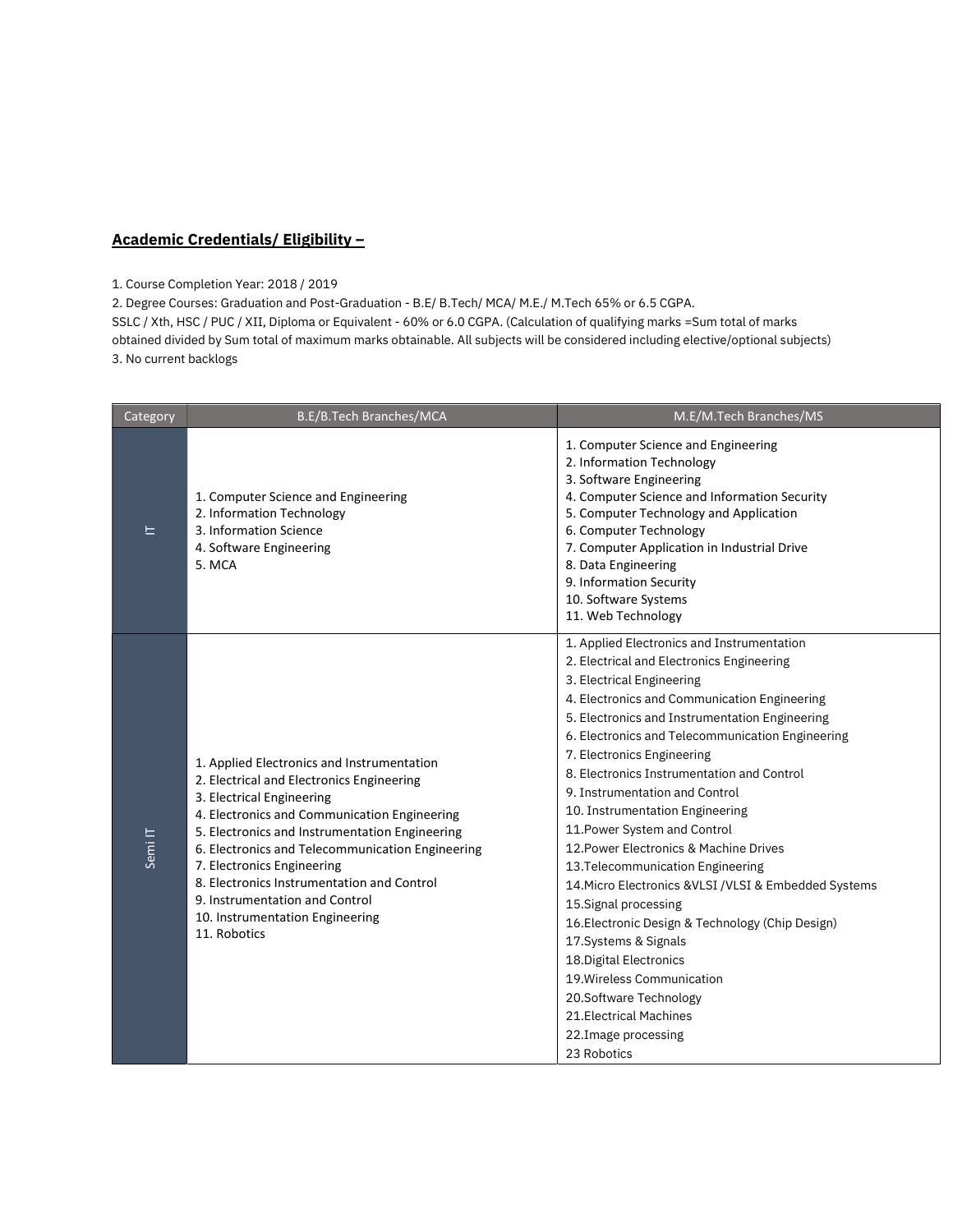**Academic Credentials/ Eligibility –**

1. Course Completion Year: 2018 / 2019
2. Degree Courses: Graduation and Post-Graduation - B.E/ B.Tech/ MCA/ M.E./ M.Tech 65% or 6.5 CGPA.
SSLC / Xth, HSC / PUC / XII, Diploma or Equivalent - 60% or 6.0 CGPA. (Calculation of qualifying marks =Sum total of marks obtained divided by Sum total of maximum marks obtainable. All subjects will be considered including elective/optional subjects)
3. No current backlogs

| Category | B.E/B.Tech Branches/MCA | M.E/M.Tech Branches/MS |
|---|---|---|
| IT | 1. Computer Science and Engineering<br>2. Information Technology<br>3. Information Science<br>4. Software Engineering<br>5. MCA | 1. Computer Science and Engineering<br>2. Information Technology<br>3. Software Engineering<br>4. Computer Science and Information Security<br>5. Computer Technology and Application<br>6. Computer Technology<br>7. Computer Application in Industrial Drive<br>8. Data Engineering<br>9. Information Security<br>10. Software Systems<br>11. Web Technology |
| Semi IT | 1. Applied Electronics and Instrumentation<br>2. Electrical and Electronics Engineering<br>3. Electrical Engineering<br>4. Electronics and Communication Engineering<br>5. Electronics and Instrumentation Engineering<br>6. Electronics and Telecommunication Engineering<br>7. Electronics Engineering<br>8. Electronics Instrumentation and Control<br>9. Instrumentation and Control<br>10. Instrumentation Engineering<br>11. Robotics | 1. Applied Electronics and Instrumentation<br>2. Electrical and Electronics Engineering<br>3. Electrical Engineering<br>4. Electronics and Communication Engineering<br>5. Electronics and Instrumentation Engineering<br>6. Electronics and Telecommunication Engineering<br>7. Electronics Engineering<br>8. Electronics Instrumentation and Control<br>9. Instrumentation and Control<br>10. Instrumentation Engineering<br>11.Power System and Control<br>12.Power Electronics & Machine Drives<br>13.Telecommunication Engineering<br>14.Micro Electronics &VLSI /VLSI & Embedded Systems<br>15.Signal processing<br>16.Electronic Design & Technology (Chip Design)<br>17.Systems & Signals<br>18.Digital Electronics<br>19.Wireless Communication<br>20.Software Technology<br>21.Electrical Machines<br>22.Image processing<br>23 Robotics |